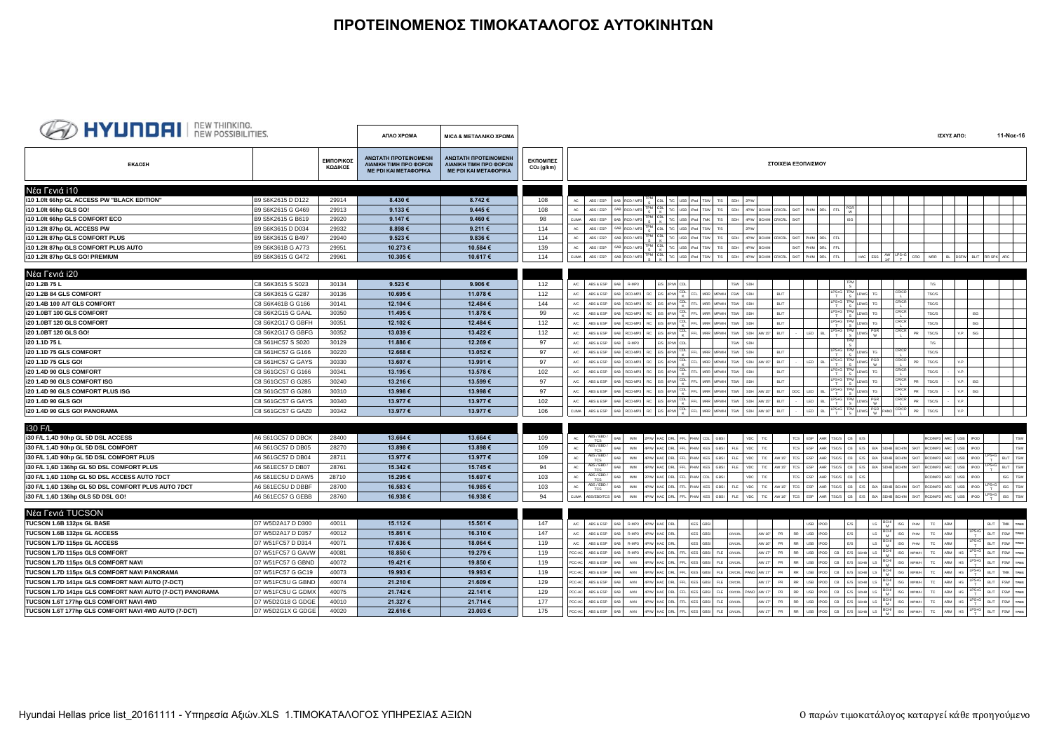# ΠΡΟΤΕΙΝΟΜΕΝΟΣ ΤΙΜΟΚΑΤΑΛΟΓΟΣ ΑΥΤΟΚΙΝΗΤΩΝ

HYUNDAI | NEW THINKING. NEW POSSIBILITIES.

ΙΣΧΥΣ ΑΠΟ: 11-Νοε-16

| ΕΚΔΟΣΗ | | ΕΜΠΟΡΙΚΟΣ ΚΩΔΙΚΟΣ | ΑΠΛΟ ΧΡΩΜΑ ΑΝΩΤΑΤΗ ΠΡΟΤΕΙΝΟΜΕΝΗ ΛΙΑΝΙΚΗ ΤΙΜΗ ΠΡΟ ΦΟΡΩΝ ΜΕ PDI ΚΑΙ ΜΕΤΑΦΟΡΙΚΑ | MICA & ΜΕΤΑΛΛΙΚΟ ΧΡΩΜΑ ΑΝΩΤΑΤΗ ΠΡΟΤΕΙΝΟΜΕΝΗ ΛΙΑΝΙΚΗ ΤΙΜΗ ΠΡΟ ΦΟΡΩΝ ΜΕ PDI ΚΑΙ ΜΕΤΑΦΟΡΙΚΑ | ΕΚΠΟΜΠΕΣ $CO_2$ (g/km) | ΣΤΟΙΧΕΙΑ ΕΞΟΠΛΙΣΜΟΥ |
|---|---|---|---|---|---|---|
| **Νέα Γενιά i10** | | | | | | |
| i10 1.0lt 66hp GL ACCESS PW "BLACK EDITION" | B9 S6K2615 D D122 | 29914 | 8.430 € | 8.742 € | 108 | AC, ABS / ESP, 6AB, RCD / MP3, TPMS, CDL, T/C, USB, IPod, TSW, T/S, SDH, 2P/W |
| i10 1.0lt 66hp GLS GO! | B9 S6K2615 G G469 | 29913 | 9.133 € | 9.445 € | 108 | AC, ABS / ESP, 6AB, RCD / MP3, TPMS, CDL, T/C, USB, IPod, TSW, T/S, SDH, 4P/W, BCH/M, CR/CRL, SKIT, PH/M, DRL, FFL, PGRW |
| i10 1.0lt 66hp GLS COMFORT ECO | B9 S5K2615 G B619 | 29920 | 9.147 € | 9.460 € | 98 | CLIMA, ABS / ESP, 6AB, RCD / MP3, TPMS, CDL, T/C, USB, IPod, TMK, T/S, SDH, 4P/W, BCH/M, CR/CRL, SKIT, ISG |
| i10 1.2lt 87hp GL ACCESS PW | B9 S6K3615 D D034 | 29932 | 8.898 € | 9.211 € | 114 | AC, ABS / ESP, 6AB, RCD / MP3, TPMS, CDL, T/C, USB, IPod, TSW, T/S, 2P/W |
| i10 1.2lt 87hp GLS COMFORT PLUS | B9 S6K3615 G B497 | 29940 | 9.523 € | 9.836 € | 114 | AC, ABS / ESP, 6AB, RCD / MP3, TPMS, CDL, T/C, USB, IPod, TSW, T/S, SDH, 4P/W, BCH/M, CR/CRL, SKIT, PH/M, DRL, FFL |
| i10 1.2lt 87hp GLS COMFORT PLUS AUTO | B9 S6K361B G A773 | 29951 | 10.273 € | 10.584 € | 139 | AC, ABS / ESP, 6AB, RCD / MP3, TPMS, CDL, T/C, USB, IPod, TSW, T/S, SDH, 4P/W, BCH/M, SKIT, PH/M, DRL, FFL |
| i10 1.2lt 87hp GLS GO! PREMIUM | B9 S6K3615 G G472 | 29961 | 10.305 € | 10.617 € | 114 | CLIMA, ABS / ESP, 6AB, RCD / MP3, TPMS, CDL, T/C, USB, IPod, TSW, T/S, SDH, 4P/W, BCH/M, CR/CRL, SKIT, PH/M, DRL, FFL, HAC, ESS, AW 14", LPS+G T, CRO, MRR, BL, DSFW, BL/T, RR SPK, ARC |
| **Νέα Γενιά i20** | | | | | | |
| i20 1.2B 75 L | C8 S6K3615 S S023 | 30134 | 9.523 € | 9.906 € | 112 | A/C, ABS & ESP, 6AB, R-MP3, E/S, 2P/W, CDL, TSW, SDH, TPMS, T/S |
| i20 1.2B 84 GLS COMFORT | C8 S6K3615 G G287 | 30136 | 10.695 € | 11.078 € | 112 | A/C, ABS & ESP, 6AB, RCD-MP3, RC, E/S, 4P/W, CDLK, FFL, MRR, MPMH, FSW, SDH, BL/T, LPS+G T, TPMS, LDWS, TG, CR/CRL, TSC/S |
| i20 1.4B 100 A/T GLS COMFORT | C8 S6K461B G G166 | 30141 | 12.104 € | 12.484 € | 144 | A/C, ABS & ESP, 6AB, RCD-MP3, RC, E/S, 4P/W, CDLK, FFL, MRR, MPMH, TSW, SDH, BL/T, LPS+G T, TPMS, LDWS, TG, CR/CRL, TSC/S |
| i20 1.0BT 100 GLS COMFORT | C8 S6K2G15 G GAAL | 30350 | 11.495 € | 11.878 € | 99 | A/C, ABS & ESP, 6AB, RCD-MP3, RC, E/S, 4P/W, CDLK, FFL, MRR, MPMH, TSW, SDH, BL/T, LPS+G T, TPMS, LDWS, TG, CR/CRL, TSC/S, ISG |
| i20 1.0BT 120 GLS COMFORT | C8 S6K2G17 G GBFH | 30351 | 12.102 € | 12.484 € | 112 | A/C, ABS & ESP, 6AB, RCD-MP3, RC, E/S, 4P/W, CDLK, FFL, MRR, MPMH, TSW, SDH, BL/T, LPS+G T, TPMS, LDWS, TG, CR/CRL, TSC/S, ISG |
| i20 1.0BT 120 GLS GO! | C8 S6K2G17 G GBFG | 30352 | 13.039 € | 13.422 € | 112 | A/C, ABS & ESP, 6AB, RCD-MP3, RC, E/S, 4P/W, CDLK, FFL, MRR, MPMH, TSW, SDH, AW 15", BL/T, -, LED, BL, LPS+G T, TPMS, LDWS, PGRW, CR/CRL, PR, TSC/S, V.P., ISG |
| i20 1.1D 75 L | C8 S61HC57 S S020 | 30129 | 11.886 € | 12.269 € | 97 | A/C, ABS & ESP, 6AB, R-MP3, E/S, 2P/W, CDL, TSW, SDH, TPMS, T/S |
| i20 1.1D 75 GLS COMFORT | C8 S61HC57 G G166 | 30220 | 12.668 € | 13.052 € | 97 | A/C, ABS & ESP, 6AB, RCD-MP3, RC, E/S, 4P/W, CDLK, FFL, MRR, MPMH, TSW, SDH, BL/T, LPS+G T, TPMS, LDWS, TG, CR/CRL, TSC/S |
| i20 1.1D 75 GLS GO! | C8 S61HC57 G GAYS | 30330 | 13.607 € | 13.991 € | 97 | A/C, ABS & ESP, 6AB, RCD-MP3, RC, E/S, 4P/W, CDLK, FFL, MRR, MPMH, TSW, SDH, AW 15", BL/T, -, LED, BL, LPS+G T, TPMS, LDWS, PGRW, CR/CRL, PR, TSC/S, V.P. |
| i20 1.4D 90 GLS COMFORT | C8 S61GC57 G G166 | 30341 | 13.195 € | 13.578 € | 102 | A/C, ABS & ESP, 6AB, RCD-MP3, RC, E/S, 4P/W, CDLK, FFL, MRR, MPMH, TSW, SDH, BL/T, LPS+G T, TPMS, LDWS, TG, CR/CRL, TSC/S, -, V.P. |
| i20 1.4D 90 GLS COMFORT ISG | C8 S61GC57 G G285 | 30240 | 13.216 € | 13.599 € | 97 | A/C, ABS & ESP, 6AB, RCD-MP3, RC, E/S, 4P/W, CDLK, FFL, MRR, MPMH, TSW, SDH, BL/T, LPS+G T, TPMS, LDWS, TG, CR/CRL, PR, TSC/S, -, V.P., ISG |
| i20 1.4D 90 GLS COMFORT PLUS ISG | C8 S61GC57 G G286 | 30310 | 13.998 € | 13.998 € | 97 | A/C, ABS & ESP, 6AB, RCD-MP3, RC, E/S, 4P/W, CDLK, FFL, MRR, MPMH, TSW, SDH, AW 15", BL/T, DOC, LED, BL, LPS+G T, TPMS, LDWS, TG, CR/CRL, PR, TSC/S, -, V.P., ISG |
| i20 1.4D 90 GLS GO! | C8 S61GC57 G GAYS | 30340 | 13.977 € | 13.977 € | 102 | A/C, ABS & ESP, 6AB, RCD-MP3, RC, E/S, 4P/W, CDLK, FFL, MRR, MPMH, TSW, SDH, AW 15", BL/T, -, LED, BL, LPS+G T, TPMS, LDWS, PGRW, CR/CRL, PR, TSC/S, -, V.P. |
| i20 1.4D 90 GLS GO! PANORAMA | C8 S61GC57 G GAZ0 | 30342 | 13.977 € | 13.977 € | 106 | CLIMA, ABS & ESP, 6AB, RCD-MP3, RC, E/S, 4P/W, CDLK, FFL, MRR, MPMH, TSW, SDH, AW 16", BL/T, -, LED, BL, LPS+G T, TPMS, LDWS, PGRW, PANO, CR/CRL, PR, TSC/S, V.P. |
| **i30 F/L** | | | | | | |
| i30 F/L 1,4D 90hp GL 5D DSL ACCESS | A6 S61GC57 D DBCK | 28400 | 13.664 € | 13.664 € | 109 | AC, ABS / EBD / TCS, 6AB, IMM, 2P/W, HAC, DRL, FFL, PH/M, CDL, GBSI, VDC, T/C, TCS, ESP, AHR, TSC/S, CB, E/S, RCD/MP3, ARC, USB, IPOD, TSW |
| i30 F/L 1,4D 90hp GL 5D DSL COMFORT | A6 S61GC57 D DB05 | 28270 | 13.898 € | 13.898 € | 109 | AC, ABS / EBD / TCS, 6AB, IMM, 4P/W, HAC, DRL, FFL, PH/M, KES, GBSI, FLE, VDC, T/C, TCS, ESP, AHR, TSC/S, CB, E/S, B/A, SDHB, BCH/M, SKIT, RCD/MP3, ARC, USB, IPOD, TSW |
| i30 F/L 1,4D 90hp GL 5D DSL COMFORT PLUS | A6 S61GC57 D DB04 | 28711 | 13.977 € | 13.977 € | 109 | AC, ABS / EBD / TCS, 6AB, IMM, 4P/W, HAC, DRL, FFL, PH/M, KES, GBSI, FLE, VDC, T/C, AW 15", TCS, ESP, AHR, TSC/S, CB, E/S, B/A, SDHB, BCH/M, SKIT, RCD/MP3, ARC, USB, IPOD, LPS+G T, BL/T, TSW |
| i30 F/L 1,6D 136hp GL 5D DSL COMFORT PLUS | A6 S61EC57 D DB07 | 28761 | 15.342 € | 15.745 € | 94 | AC, ABS / EBD / TCS, 6AB, IMM, 4P/W, HAC, DRL, FFL, PH/M, KES, GBSI, FLE, VDC, T/C, AW 15", TCS, ESP, AHR, TSC/S, CB, E/S, B/A, SDHB, BCH/M, SKIT, RCD/MP3, ARC, USB, IPOD, LPS+G T, BL/T, TSW |
| i30 F/L 1,6D 110hp GL 5D DSL ACCESS AUTO 7DCT | A6 S61EC5U D DAW5 | 28710 | 15.295 € | 15.697 € | 103 | AC, ABS / EBD / TCS, 6AB, IMM, 2P/W, HAC, DRL, FFL, PH/M, CDL, GBSI, VDC, T/C, TCS, ESP, AHR, TSC/S, CB, E/S, RCD/MP3, ARC, USB, IPOD, ISG, TSW |
| i30 F/L 1,6D 136hp GL 5D DSL COMFORT PLUS AUTO 7DCT | A6 S61EC5U D DBBF | 28700 | 16.583 € | 16.985 € | 103 | AC, ABS / EBD / TCS, 6AB, IMM, 4P/W, HAC, DRL, FFL, PH/M, KES, GBSI, FLE, VDC, T/C, AW 15", TCS, ESP, AHR, TSC/S, CB, E/S, B/A, SDHB, BCH/M, SKIT, RCD/MP3, ARC, USB, IPOD, LPS+G T, ISG, TSW |
| i30 F/L 1,6D 136hp GLS 5D DSL GO! | A6 S61EC57 G GEBB | 28760 | 16.938 € | 16.938 € | 94 | CLIMA, ABS/EBD/TCS, 6AB, IMM, 4P/W, HAC, DRL, FFL, PH/M, KES, GBSI, FLE, VDC, T/C, AW 16", TCS, ESP, AHR, TSC/S, CB, E/S, B/A, SDHB, BCH/M, SKIT, RCD/MP3, ARC, USB, IPOD, LPS+G T, ISG, TSW |
| **Νέα Γενιά TUCSON** | | | | | | |
| TUCSON 1.6B 132ps GL BASE | D7 W5D2A17 D D300 | 40011 | 15.112 € | 15.561 € | 147 | A/C, ABS & ESP, 6AB, R-MP3, 4P/W, HAC, DRL, KES, GBSI, USB, IPOD, E/S, LS, BCH/M, ISG, PH/M, TC, ARM, BL/T, TMK, TPMS |
| TUCSON 1.6B 132ps GL ACCESS | D7 W5D2A17 D D357 | 40012 | 15.861 € | 16.310 € | 147 | A/C, ABS & ESP, 6AB, R-MP3, 4P/W, HAC, DRL, KES, GBSI, CR/CRL, AW 16", PR, RR, USB, IPOD, E/S, LS, BCH/M, ISG, PH/M, TC, ARM, LPS+G T, BL/T, FSW, TPMS |
| TUCSON 1.7D 115ps GL ACCESS | D7 W51FC57 D D314 | 40071 | 17.636 € | 18.064 € | 119 | A/C, ABS & ESP, 6AB, R-MP3, 4P/W, HAC, DRL, KES, GBSI, CR/CRL, AW 16", PR, RR, USB, IPOD, E/S, LS, BCH/M, ISG, PH/M, TC, ARM, LPS+G T, BL/T, FSW, TPMS |
| TUCSON 1.7D 115ps GLS COMFORT | D7 W51FC57 G GAVW | 40081 | 18.850 € | 19.279 € | 119 | PCC-AC, ABS & ESP, 6AB, R-MP3, 4P/W, HAC, DRL, FFL, KES, GBSI, FLE, CR/CRL, AW 17", PR, RR, USB, IPOD, CB, E/S, SDHB, LS, BCH/M, ISG, MPM/H, TC, ARM, HS, LPS+G T, BL/T, FSW, TPMS |
| TUCSON 1.7D 115ps GLS COMFORT NAVI | D7 W51FC57 G GBND | 40072 | 19.421 € | 19.850 € | 119 | PCC-AC, ABS & ESP, 6AB, AVN, 4P/W, HAC, DRL, FFL, KES, GBSI, FLE, CR/CRL, AW 17", PR, RR, USB, IPOD, CB, E/S, SDHB, LS, BCH/M, ISG, MPM/H, TC, ARM, HS, LPS+G T, BL/T, FSW, TPMS |
| TUCSON 1.7D 115ps GLS COMFORT NAVI PANORAMA | D7 W51FC57 G GC19 | 40073 | 19.993 € | 19.993 € | 119 | PCC-AC, ABS & ESP, 6AB, AVN, 4P/W, HAC, DRL, FFL, KES, GBSI, FLE, CR/CRL, PANO, AW 17", PR, RR, USB, IPOD, CB, E/S, SDHB, LS, BCH/M, ISG, MPM/H, TC, ARM, HS, LPS+G T, BL/T, TMK, TPMS |
| TUCSON 1.7D 141ps GLS COMFORT NAVI AUTO (7-DCT) | D7 W51FC5U G GBND | 40074 | 21.210 € | 21.609 € | 129 | PCC-AC, ABS & ESP, 6AB, AVN, 4P/W, HAC, DRL, FFL, KES, GBSI, FLE, CR/CRL, AW 17", PR, RR, USB, IPOD, CB, E/S, SDHB, LS, BCH/M, ISG, MPM/H, TC, ARM, HS, LPS+G T, BL/T, FSW, TPMS |
| TUCSON 1.7D 141ps GLS COMFORT NAVI AUTO (7-DCT) PANORAMA | D7 W51FC5U G GDMX | 40075 | 21.742 € | 22.141 € | 129 | PCC-AC, ABS & ESP, 6AB, AVN, 4P/W, HAC, DRL, FFL, KES, GBSI, FLE, CR/CRL, PANO, AW 17", PR, RR, USB, IPOD, CB, E/S, SDHB, LS, BCH/M, ISG, MPM/H, TC, ARM, HS, LPS+G T, BL/T, FSW, TPMS |
| TUCSON 1.6T 177hp GLS COMFORT NAVI 4WD | D7 W5D2G18 G GDGE | 40010 | 21.327 € | 21.714 € | 177 | PCC-AC, ABS & ESP, 6AB, AVN, 4P/W, HAC, DRL, FFL, KES, GBSI, FLE, CR/CRL, AW 17", PR, RR, USB, IPOD, CB, E/S, SDHB, LS, BCH/M, ISG, MPM/H, TC, ARM, HS, LPS+G T, BL/T, FSW, TPMS |
| TUCSON 1.6T 177hp GLS COMFORT NAVI 4WD AUTO (7-DCT) | D7 W5D2G1X G GDGE | 40020 | 22.616 € | 23.003 € | 175 | PCC-AC, ABS & ESP, 6AB, AVN, 4P/W, HAC, DRL, FFL, KES, GBSI, FLE, CR/CRL, AW 17", PR, RR, USB, IPOD, CB, E/S, SDHB, LS, BCH/M, ISG, MPM/H, TC, ARM, HS, LPS+G T, BL/T, FSW, TPMS |

Hyundai Hellas price list_20161111 - Υπηρεσία Αξιών.XLS 1.ΤΙΜΟΚΑΤΑΛΟΓΟΣ ΥΠΗΡΕΣΙΑΣ ΑΞΙΩΝ

Ο παρών τιμοκατάλογος καταργεί κάθε προηγούμενο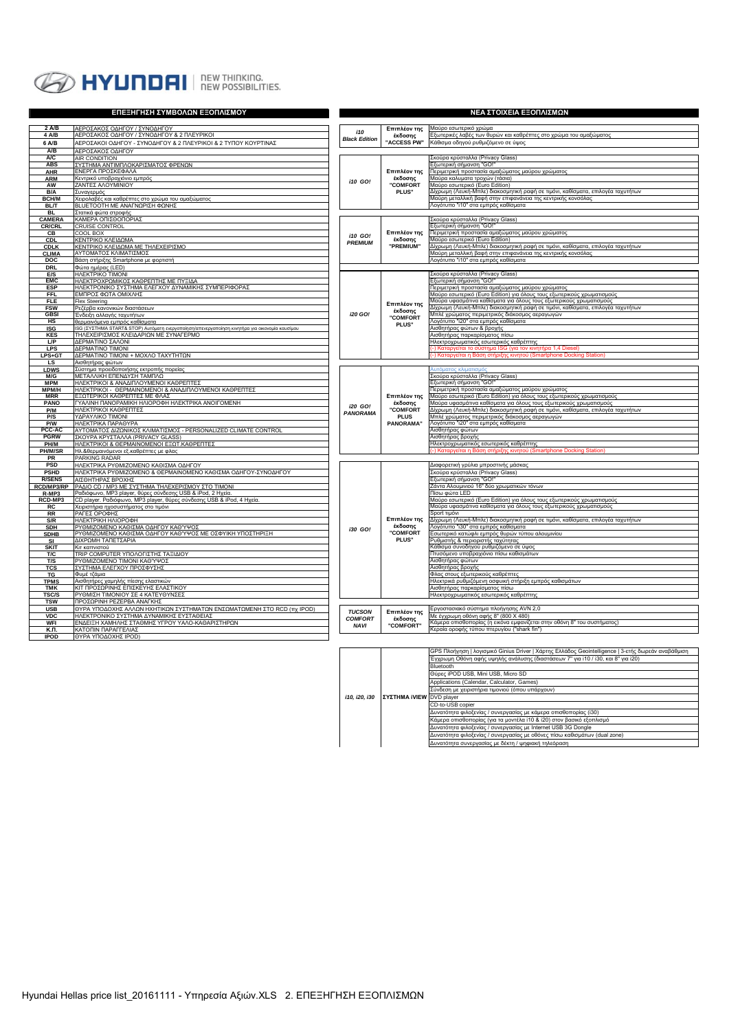HYUNDAI | NEW THINKING. NEW POSSIBILITIES.

## ΕΠΕΞΗΓΗΣΗ ΣΥΜΒΟΛΩΝ ΕΞΟΠΛΙΣΜΟΥ

| | |
|---|---|
| 2 A/B | ΑΕΡΟΣΑΚΟΣ ΟΔΗΓΟΥ / ΣΥΝΟΔΗΓΟΥ |
| 4 A/B | ΑΕΡΟΣΑΚΟΣ ΟΔΗΓΟΥ / ΣΥΝΟΔΗΓΟΥ & 2 ΠΛΕΥΡΙΚΟΙ |
| 6 A/B | ΑΕΡΟΣΑΚΟΙ ΟΔΗΓΟΥ - ΣΥΝΟΔΗΓΟΥ & 2 ΠΛΕΥΡΙΚΟΙ & 2 ΤΥΠΟΥ ΚΟΥΡΤΙΝΑΣ |
| A/B | ΑΕΡΟΣΑΚΟΣ ΟΔΗΓΟΥ |
| A/C | AIR CONDITION |
| ABS | ΣΥΣΤΗΜΑ ΑΝΤΙΜΠΛΟΚΑΡΙΣΜΑΤΟΣ ΦΡΕΝΩΝ |
| AHR | ΕΝΕΡΓΑ ΠΡΟΣΚΕΦΑΛΑ |
| ARM | Κεντρικό υποβραχιόνιο εμπρός |
| AW | ΖΑΝΤΕΣ ΑΛΟΥΜΙΝΙΟΥ |
| B/A | Συναγερμός |
| BCH/M | Χειρολαβές και καθρέπτες στο χρώμα του αμαξώματος |
| BL/T | BLUETOOTH ΜΕ ΑΝΑΓΝΩΡΙΣΗ ΦΩΝΗΣ |
| BL | Στατικά φώτα στροφής |
| CAMERA | ΚΑΜΕΡΑ ΟΠΙΣΘΟΠΟΡΙΑΣ |
| CR/CRL | CRUISE CONTROL |
| CB | COOL BOX |
| CDL | ΚΕΝΤΡΙΚΟ ΚΛΕΙΔΩΜΑ |
| CDLK | ΚΕΝΤΡΙΚΟ ΚΛΕΙΔΩΜΑ ΜΕ ΤΗΛΕΧΕΙΡΙΣΜΟ |
| CLIMA | ΑΥΤΟΜΑΤΟΣ ΚΛΙΜΑΤΙΣΜΟΣ |
| DOC | Βάση στήριξης Smartphone με φορτιστή |
| DRL | Φώτα ημέρας (LED) |
| E/S | ΗΛΕΚΤΡΙΚΟ ΤΙΜΟΝΙ |
| EMC | ΗΛΕΚΤΡΟΧΡΩΜΙΚΟΣ ΚΑΘΡΕΠΤΗΣ ΜΕ ΠΥΞΙΔΑ |
| ESP | ΗΛΕΚΤΡΟΝΙΚΟ ΣΥΣΤΗΜΑ ΕΛΕΓΧΟΥ ΔΥΝΑΜΙΚΗΣ ΣΥΜΠΕΡΙΦΟΡΑΣ |
| FFL | ΕΜΠΡΟΣ ΦΩΤΑ ΟΜΙΧΛΗΣ |
| FLE | Flex Steering |
| FSW | Ρεζέρβα κανονικών διαστάσεων |
| GBSI | Ένδειξη αλλαγής ταχυτήτων |
| HS | Θερμαινόμενα εμπρός καθίσματα |
| ISG | ISG (ΣΥΣΤΗΜΑ START& STOP) Αυτόματη ενεργοποίηση/απενεργοποίηση κινητήρα για οικονομία καυσίμου |
| KES | ΤΗΛΕΧΕΙΡΙΣΜΟΣ ΚΛΕΙΔΑΡΙΩΝ ΜΕ ΣΥΝΑΓΕΡΜΟ |
| L/P | ΔΕΡΜΑΤΙΝΟ ΣΑΛΟΝΙ |
| LPS | ΔΕΡΜΑΤΙΝΟ ΤΙΜΟΝΙ |
| LPS+GT | ΔΕΡΜΑΤΙΝΟ ΤΙΜΟΝΙ + ΜΟΧΛΟ ΤΑΧΥΤΗΤΩΝ |
| LS | Αισθητήρας φώτων |
| LDWS | Σύστημα προειδοποίησης εκτροπής πορείας |
| M/G | ΜΕΤΑΛΛΙΚΗ ΕΠΕΝΔΥΣΗ ΤΑΜΠΛΟ |
| MPM | ΗΛΕΚΤΡΙΚΟΙ & ΑΝΑΔΙΠΛΟΥΜΕΝΟΙ ΚΑΘΡΕΠΤΕΣ |
| MPM/H | ΗΛΕΚΤΡΙΚΟΙ - ΘΕΡΜΑΙΝΟΜΕΝΟΙ & ΑΝΑΔΙΠΛΟΥΜΕΝΟΙ ΚΑΘΡΕΠΤΕΣ |
| MRR | ΕΞΩΤΕΡΙΚΟΙ ΚΑΘΡΕΠΤΕΣ ΜΕ ΦΛΑΣ |
| PANO | ΓΥΑΛΙΝΗ ΠΑΝΟΡΑΜΙΚΗ ΗΛΙΟΡΟΦΗ ΗΛΕΚΤΡΙΚΑ ΑΝΟΙΓΟΜΕΝΗ |
| P/M | ΗΛΕΚΤΡΙΚΟΙ ΚΑΘΡΕΠΤΕΣ |
| P/S | ΥΔΡΑΥΛΙΚΟ ΤΙΜΟΝΙ |
| P/W | ΗΛΕΚΤΡΙΚΑ ΠΑΡΑΘΥΡΑ |
| PCC-AC | ΑΥΤΟΜΑΤΟΣ ΔΙΖΩΝΙΚΟΣ ΚΛΙΜΑΤΙΣΜΟΣ - PERSONALIZED CLIMATE CONTROL |
| PGRW | ΣΚΟΥΡΑ ΚΡΥΣΤΑΛΛΑ (PRIVACY GLASS) |
| PH/M | ΗΛΕΚΤΡΙΚΟΙ & ΘΕΡΜΑΙΝΟΜΕΝΟΙ ΕΞΩΤ.ΚΑΘΡΕΠΤΕΣ |
| PH/M/SR | Ηλ.&θερμαινόμενοι εξ.καθρέπτες με φλας |
| PR | PARKING RADAR |
| PSD | ΗΛΕΚΤΡΙΚΑ ΡΥΘΜΙΖΟΜΕΝΟ ΚΑΘΙΣΜΑ ΟΔΗΓΟΥ |
| PSHD | ΗΛΕΚΤΡΙΚΑ ΡΥΘΜΙΖΟΜΕΝΟ & ΘΕΡΜΑΙΝΟΜΕΝΟ ΚΑΘΙΣΜΑ ΟΔΗΓΟΥ-ΣΥΝΟΔΗΓΟΥ |
| R/SENS | ΑΙΣΘΗΤΗΡΑΣ ΒΡΟΧΗΣ |
| RCD/MP3/RP | ΡΑΔΙΟ CD / MP3 ΜΕ ΣΥΣΤΗΜΑ ΤΗΛΕΧΕΙΡΙΣΜΟΥ ΣΤΟ ΤΙΜΟΝΙ |
| R-MP3 | Ραδιόφωνο, MP3 player, θύρες σύνδεσης USB & iPod, 2 Ηχεία. |
| RCD-MP3 | CD player, Ραδιόφωνο, MP3 player, θύρες σύνδεσης USB & iPod, 4 Ηχεία. |
| RC | Χειριστήρια ηχοσυστήματος στο τιμόνι |
| RR | ΡΑΓΕΣ ΟΡΟΦΗΣ |
| S/R | ΗΛΕΚΤΡΙΚΗ ΗΛΙΟΡΟΦΗ |
| SDH | ΡΥΘΜΙΖΟΜΕΝΟ ΚΑΘΙΣΜΑ ΟΔΗΓΟΥ ΚΑΘ'ΥΨΟΣ |
| SDHB | ΡΥΘΜΙΖΟΜΕΝΟ ΚΑΘΙΣΜΑ ΟΔΗΓΟΥ ΚΑΘ'ΥΨΟΣ ΜΕ ΟΣΦΥΙΚΗ ΥΠΟΣΤΗΡΙΞΗ |
| SI | ΔΙΧΡΩΜΗ ΤΑΠΕΤΣΑΡΙΑ |
| SKIT | Κιτ καπνιστού |
| T/C | TRIP COMPUTER ΥΠΟΛΟΓΙΣΤΗΣ ΤΑΞΙΔΙΟΥ |
| T/S | ΡΥΘΜΙΖΟΜΕΝΟ ΤΙΜΟΝΙ ΚΑΘ'ΥΨΟΣ |
| TCS | ΣΥΣΤΗΜΑ ΕΛΕΓΧΟΥ ΠΡΟΣΦΥΣΗΣ |
| TG | Φιμέ τζάμια |
| TPMS | Αισθητήρες χαμηλής πίεσης ελαστικών |
| TMK | ΚΙΤ ΠΡΟΣΩΡΙΝΗΣ ΕΠΙΣΚΕΥΗΣ ΕΛΑΣΤΙΚΟΥ |
| TSC/S | ΡΥΘΜΙΣΗ ΤΙΜΟΝΙΟΥ ΣΕ 4 ΚΑΤΕΥΘΥΝΣΕΙΣ |
| TSW | ΠΡΟΣΩΡΙΝΗ ΡΕΖΕΡΒΑ ΑΝΑΓΚΗΣ |
| USB | ΘΥΡΑ ΥΠΟΔΟΧΗΣ ΑΛΛΩΝ ΗΧΗΤΙΚΩΝ ΣΥΣΤΗΜΑΤΩΝ ΕΝΣΩΜΑΤΩΜΕΝΗ ΣΤΟ RCD (πχ IPOD) |
| VDC | ΗΛΕΚΤΡΟΝΙΚΟ ΣΥΣΤΗΜΑ ΔΥΝΑΜΙΚΗΣ ΕΥΣΤΑΘΕΙΑΣ |
| WFI | ΕΝΔΕΙΞΗ ΧΑΜΗΛΗΣ ΣΤΑΘΜΗΣ ΥΓΡΟΥ ΥΑΛΟ-ΚΑΘΑΡΙΣΤΗΡΩΝ |
| Κ.Π. | ΚΑΤΟΠΙΝ ΠΑΡΑΓΓΕΛΙΑΣ |
| IPOD | ΘΥΡΑ ΥΠΟΔΟΧΗΣ IPOD) |

## ΝΕΑ ΣΤΟΙΧΕΙΑ ΕΞΟΠΛΙΣΜΩΝ

| Μοντέλο | Έκδοση | Εξοπλισμός |
|---|---|---|
| i10 Black Edition | Επιπλέον της έκδοσης "ACCESS PW" | Μαύρο εσωτερικό χρώμα |
| | | Εξωτερικές λαβές των θυρών και καθρέπτες στο χρώμα του αμαξώματος |
| | | Κάθισμα οδηγού ρυθμιζόμενο σε ύψος |
| i10 GO! | Επιπλέον της έκδοσης "COMFORT PLUS" | Σκούρα κρύσταλλα (Privacy Glass) |
| | | Εξωτερική σήμανση "GO!" |
| | | Περιμετρική προστασία αμαξώματος μαύρου χρώματος |
| | | Μαύρα καλύματα τροχών (τάσια) |
| | | Μαύρο εσωτερικό (Euro Edition) |
| | | Δίχρωμη (Λευκή-Μπλε) διακοσμητική ραφή σε τιμόνι, καθίσματα, επιλογέα ταχυτήτων |
| | | Μαύρη μεταλλική βαφή στην επιφάνεια της κεντρικής κονσόλας |
| | | Λογότυπο "i10" στα εμπρός καθίσματα |
| i10 GO! PREMIUM | Επιπλέον της έκδοσης "PREMIUM" | Σκούρα κρύσταλλα (Privacy Glass) |
| | | Εξωτερική σήμανση "GO!" |
| | | Περιμετρική προστασία αμαξώματος μαύρου χρώματος |
| | | Μαύρο εσωτερικό (Euro Edition) |
| | | Δίχρωμη (Λευκή-Μπλε) διακοσμητική ραφή σε τιμόνι, καθίσματα, επιλογέα ταχυτήτων |
| | | Μαύρη μεταλλική βαφή στην επιφάνεια της κεντρικής κονσόλας |
| | | Λογότυπο "i10" στα εμπρός καθίσματα |
| i20 GO! | Επιπλέον της έκδοσης "COMFORT PLUS" | Σκούρα κρύσταλλα (Privacy Glass) |
| | | Εξωτερική σήμανση "GO!" |
| | | Περιμετρική προστασία αμαξώματος μαύρου χρώματος |
| | | Μαύρο εσωτερικό (Euro Edition) για όλους τους εξωτερικούς χρωματισμούς |
| | | Μαύρα υφασμάτινα καθίσματα για όλους τους εξωτερικούς χρωματισμούς |
| | | Δίχρωμη (Λευκή-Μπλε) διακοσμητική ραφή σε τιμόνι, καθίσματα, επιλογέα ταχυτήτων |
| | | Μπλε χρώματος περιμετρικός διάκοσμος αεραγωγών |
| | | Λογότυπο "i20" στα εμπρός καθίσματα |
| | | Αισθητήρας φώτων & βροχής |
| | | Αισθητήρας παρκαρίσματος πίσω |
| | | Ηλεκτροχρωματικός εσωτερικός καθρέπτης |
| | | (-) Καταργείται το σύστημα ISG (για τον κινητήρα 1,4 Diesel) |
| | | (-) Καταργείται η Βάση στήριξης κινητού (Smartphone Docking Station) |
| i20 GO! PANORAMA | Επιπλέον της έκδοσης "COMFORT PLUS PANORAMA" | Αυτόματος κλιματισμός |
| | | Σκούρα κρύσταλλα (Privacy Glass) |
| | | Εξωτερική σήμανση "GO!" |
| | | Περιμετρική προστασία αμαξώματος μαύρου χρώματος |
| | | Μαύρο εσωτερικό (Euro Edition) για όλους τους εξωτερικούς χρωματισμούς |
| | | Μαύρα υφασμάτινα καθίσματα για όλους τους εξωτερικούς χρωματισμούς |
| | | Δίχρωμη (Λευκή-Μπλε) διακοσμητική ραφή σε τιμόνι, καθίσματα, επιλογέα ταχυτήτων |
| | | Μπλε χρώματος περιμετρικός διάκοσμος αεραγωγών |
| | | Λογότυπο "i20" στα εμπρός καθίσματα |
| | | Αισθητήρας φώτων |
| | | Αισθητήρας βροχής |
| | | Ηλεκτροχρωματικός εσωτερικός καθρέπτης |
| | | (-) Καταργείται η Βάση στήριξης κινητού (Smartphone Docking Station) |
| i30 GO! | Επιπλέον της έκδοσης "COMFORT PLUS" | Διαφορετική γρίλια μπροστινής μάσκας |
| | | Σκούρα κρύσταλλα (Privacy Glass) |
| | | Εξωτερική σήμανση "GO!" |
| | | Ζάντα Αλουμινίου 16" δύο χρωματικών τόνων |
| | | Πίσω φώτα LED |
| | | Μαύρο εσωτερικό (Euro Edition) για όλους τους εξωτερικούς χρωματισμούς |
| | | Μαύρα υφασμάτινα καθίσματα για όλους τους εξωτερικούς χρωματισμούς |
| | | Sport τιμόνι |
| | | Δίχρωμη (Λευκή-Μπλε) διακοσμητική ραφή σε τιμόνι, καθίσματα, επιλογέα ταχυτήτων |
| | | Λογότυπο "i30" στα εμπρός καθίσματα |
| | | Εσωτερικό κατώφλι εμπρός θυρών τύπου αλουμινίου |
| | | Ρυθμιστής & περιοριστής ταχύτητας |
| | | Κάθισμα συνοδηγού ρυθμιζόμενο σε ύψος |
| | | Πτυσσόμενο υποβραχιόνιο πίσω καθισμάτων |
| | | Αισθητήρας φώτων |
| | | Αισθητήρας βροχής |
| | | Φλας στους εξωτερικούς καθρέπτες |
| | | Ηλεκτρικά ρυθμιζόμενη οσφυική στήριξη εμπρός καθισμάτων |
| | | Αισθητήρας παρκαρίσματος πίσω |
| | | Ηλεκτροχρωματικός εσωτερικός καθρέπτης |
| TUCSON COMFORT NAVI | Επιπλέον της έκδοσης "COMFORT" | Εργοστασιακό σύστημα πλοήγησης AVN 2,0 |
| | | Με έγχρωμη οθόνη αφής 8" (800 X 480) |
| | | Κάμερα οπισθοπορίας (η εικόνα εμφανίζεται στην οθόνη 8" του συστήματος) |
| | | Κεραία οροφής τύπου πτερυγίου ("shark fin") |

| Μοντέλο | Σύστημα | Εξοπλισμός |
|---|---|---|
| i10, i20, i30 | ΣΥΣΤΗΜΑ iVIEW | GPS Πλοήγηση \| λογισμικό Ginius Driver \| Χάρτης Ελλάδος Geointelligence \| 3-ετής δωρεάν αναβάθμιση |
| | | Έγχρωμη Οθόνη αφής υψηλής ανάλυσης (διαστάσεων 7" για i10 / i30, και 8" για i20) |
| | | Bluetooth |
| | | Θύρες iPOD USB, Mini USB, Micro SD |
| | | Applications (Calendar, Calculator, Games) |
| | | Σύνδεση με χειριστήρια τιμονιού (όπου υπάρχουν) |
| | | DVD player |
| | | CD-to-USB copier |
| | | Δυνατότητα φιλοξενίας / συνεργασίας με κάμερα οπισθοπορίας (i30) |
| | | Κάμερα οπισθοπορίας (για τα μοντέλα i10 & i20) στον βασικό εξοπλισμό |
| | | Δυνατότητα φιλοξενίας / συνεργασίας με Internet USB 3G Dongle |
| | | Δυνατότητα φιλοξενίας / συνεργασίας με οθόνες πίσω καθισμάτων (dual zone) |
| | | Δυνατότητα συνεργασίας με δέκτη / ψηφιακή τηλεόραση |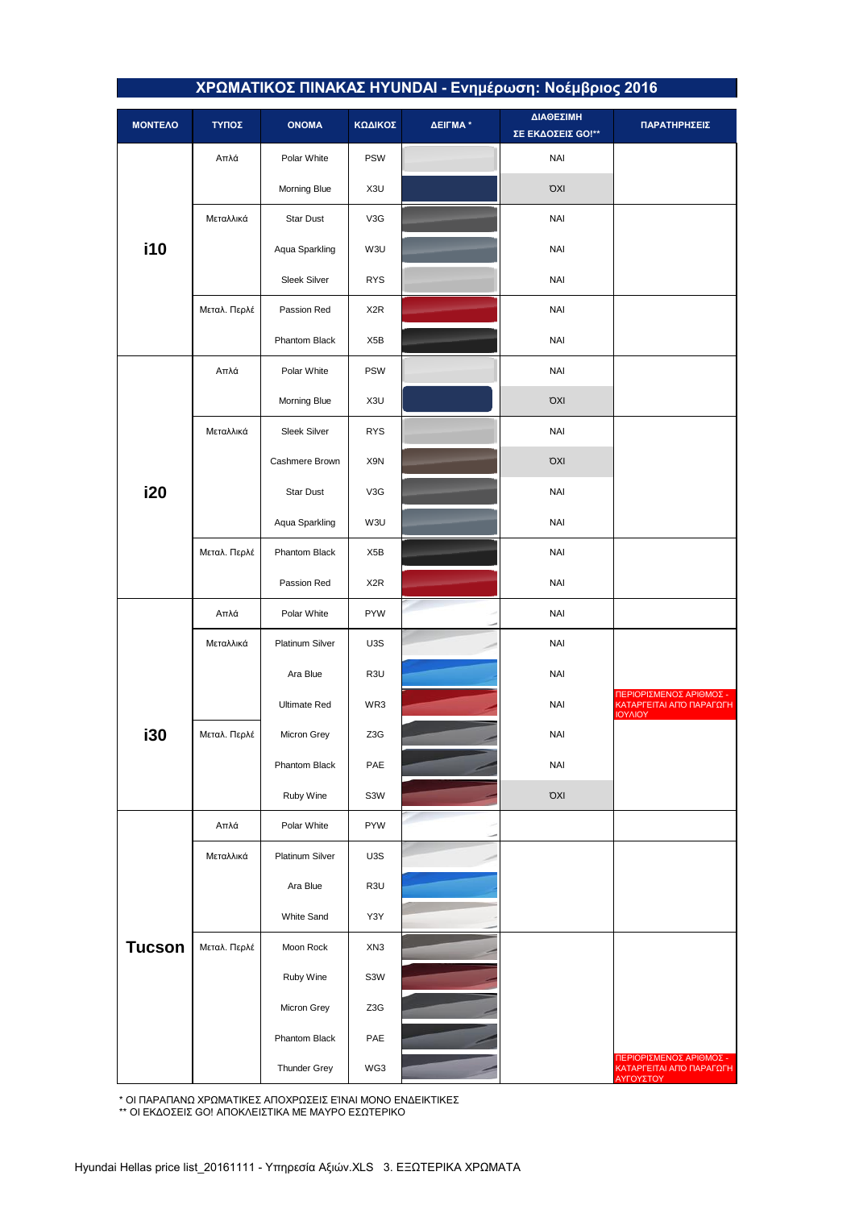## ΧΡΩΜΑΤΙΚΟΣ ΠΙΝΑΚΑΣ HYUNDAI - Ενημέρωση: Νοέμβριος 2016

| ΜΟΝΤΕΛΟ | ΤΥΠΟΣ | ΟΝΟΜΑ | ΚΩΔΙΚΟΣ | ΔΕΙΓΜΑ * | ΔΙΑΘΕΣΙΜΗ ΣΕ ΕΚΔΟΣΕΙΣ GO!** | ΠΑΡΑΤΗΡΗΣΕΙΣ |
|---|---|---|---|---|---|---|
| i10 | Απλά | Polar White | PSW | | ΝΑΙ | |
| | | Morning Blue | X3U | | ΌΧΙ | |
| | Μεταλλικά | Star Dust | V3G | | ΝΑΙ | |
| | | Aqua Sparkling | W3U | | ΝΑΙ | |
| | | Sleek Silver | RYS | | ΝΑΙ | |
| | Μεταλ. Περλέ | Passion Red | X2R | | ΝΑΙ | |
| | | Phantom Black | X5B | | ΝΑΙ | |
| i20 | Απλά | Polar White | PSW | | ΝΑΙ | |
| | | Morning Blue | X3U | | ΌΧΙ | |
| | Μεταλλικά | Sleek Silver | RYS | | ΝΑΙ | |
| | | Cashmere Brown | X9N | | ΌΧΙ | |
| | | Star Dust | V3G | | ΝΑΙ | |
| | | Aqua Sparkling | W3U | | ΝΑΙ | |
| | Μεταλ. Περλέ | Phantom Black | X5B | | ΝΑΙ | |
| | | Passion Red | X2R | | ΝΑΙ | |
| i30 | Απλά | Polar White | PYW | | ΝΑΙ | |
| | Μεταλλικά | Platinum Silver | U3S | | ΝΑΙ | |
| | | Ara Blue | R3U | | ΝΑΙ | |
| | | Ultimate Red | WR3 | | ΝΑΙ | ΠΕΡΙΟΡΙΣΜΕΝΟΣ ΑΡΙΘΜΟΣ - ΚΑΤΑΡΓΕΙΤΑΙ ΑΠΟ ΠΑΡΑΓΩΓΗ ΙΟΥΛΙΟΥ |
| | Μεταλ. Περλέ | Micron Grey | Z3G | | ΝΑΙ | |
| | | Phantom Black | PAE | | ΝΑΙ | |
| | | Ruby Wine | S3W | | ΌΧΙ | |
| Tucson | Απλά | Polar White | PYW | | | |
| | Μεταλλικά | Platinum Silver | U3S | | | |
| | | Ara Blue | R3U | | | |
| | | White Sand | Y3Y | | | |
| | Μεταλ. Περλέ | Moon Rock | XN3 | | | |
| | | Ruby Wine | S3W | | | |
| | | Micron Grey | Z3G | | | |
| | | Phantom Black | PAE | | | |
| | | Thunder Grey | WG3 | | | ΠΕΡΙΟΡΙΣΜΕΝΟΣ ΑΡΙΘΜΟΣ - ΚΑΤΑΡΓΕΙΤΑΙ ΑΠΟ ΠΑΡΑΓΩΓΗ ΑΥΓΟΥΣΤΟΥ |

\* ΟΙ ΠΑΡΑΠΑΝΩ ΧΡΩΜΑΤΙΚΕΣ ΑΠΟΧΡΩΣΕΙΣ ΕΙΝΑΙ ΜΟΝΟ ΕΝΔΕΙΚΤΙΚΕΣ

\** ΟΙ ΕΚΔΟΣΕΙΣ GO! ΑΠΟΚΛΕΙΣΤΙΚΑ ΜΕ ΜΑΥΡΟ ΕΣΩΤΕΡΙΚΟ